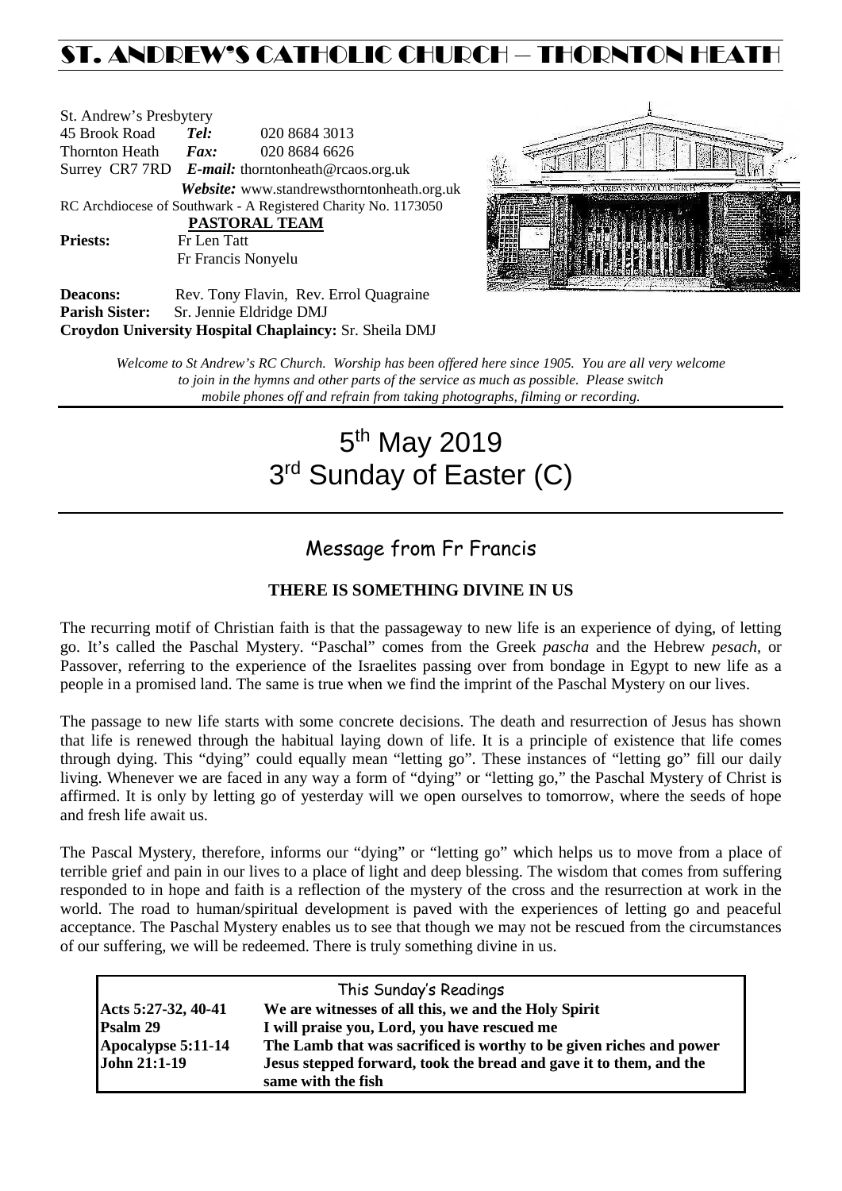# ST. ANDREW'S CATHOLIC CHURCH – THORNTON HEATH

St. Andrew's Presbytery
45 Brook Road *Tel:* 020 8684 3013
Thornton Heath *Fax:* 020 8684 6626
Surrey CR7 7RD *E-mail:* thorntonheath@rcaos.org.uk
*Website:* www.standrewsthorntonheath.org.uk
RC Archdiocese of Southwark - A Registered Charity No. 1173050

**PASTORAL TEAM**

**Priests:** Fr Len Tatt
Fr Francis Nonyelu

**Deacons:** Rev. Tony Flavin, Rev. Errol Quagraine
**Parish Sister:** Sr. Jennie Eldridge DMJ
**Croydon University Hospital Chaplaincy:** Sr. Sheila DMJ

*Welcome to St Andrew's RC Church. Worship has been offered here since 1905. You are all very welcome to join in the hymns and other parts of the service as much as possible. Please switch mobile phones off and refrain from taking photographs, filming or recording.*

# 5th May 2019
# 3rd Sunday of Easter (C)

## Message from Fr Francis

**THERE IS SOMETHING DIVINE IN US**

The recurring motif of Christian faith is that the passageway to new life is an experience of dying, of letting go. It's called the Paschal Mystery. "Paschal" comes from the Greek *pascha* and the Hebrew *pesach*, or Passover, referring to the experience of the Israelites passing over from bondage in Egypt to new life as a people in a promised land. The same is true when we find the imprint of the Paschal Mystery on our lives.

The passage to new life starts with some concrete decisions. The death and resurrection of Jesus has shown that life is renewed through the habitual laying down of life. It is a principle of existence that life comes through dying. This "dying" could equally mean "letting go". These instances of "letting go" fill our daily living. Whenever we are faced in any way a form of "dying" or "letting go," the Paschal Mystery of Christ is affirmed. It is only by letting go of yesterday will we open ourselves to tomorrow, where the seeds of hope and fresh life await us.

The Pascal Mystery, therefore, informs our "dying" or "letting go" which helps us to move from a place of terrible grief and pain in our lives to a place of light and deep blessing. The wisdom that comes from suffering responded to in hope and faith is a reflection of the mystery of the cross and the resurrection at work in the world. The road to human/spiritual development is paved with the experiences of letting go and peaceful acceptance. The Paschal Mystery enables us to see that though we may not be rescued from the circumstances of our suffering, we will be redeemed. There is truly something divine in us.

| This Sunday's Readings | |
|---|---|
| **Acts 5:27-32, 40-41** | **We are witnesses of all this, we and the Holy Spirit** |
| **Psalm 29** | **I will praise you, Lord, you have rescued me** |
| **Apocalypse 5:11-14** | **The Lamb that was sacrificed is worthy to be given riches and power** |
| **John 21:1-19** | **Jesus stepped forward, took the bread and gave it to them, and the same with the fish** |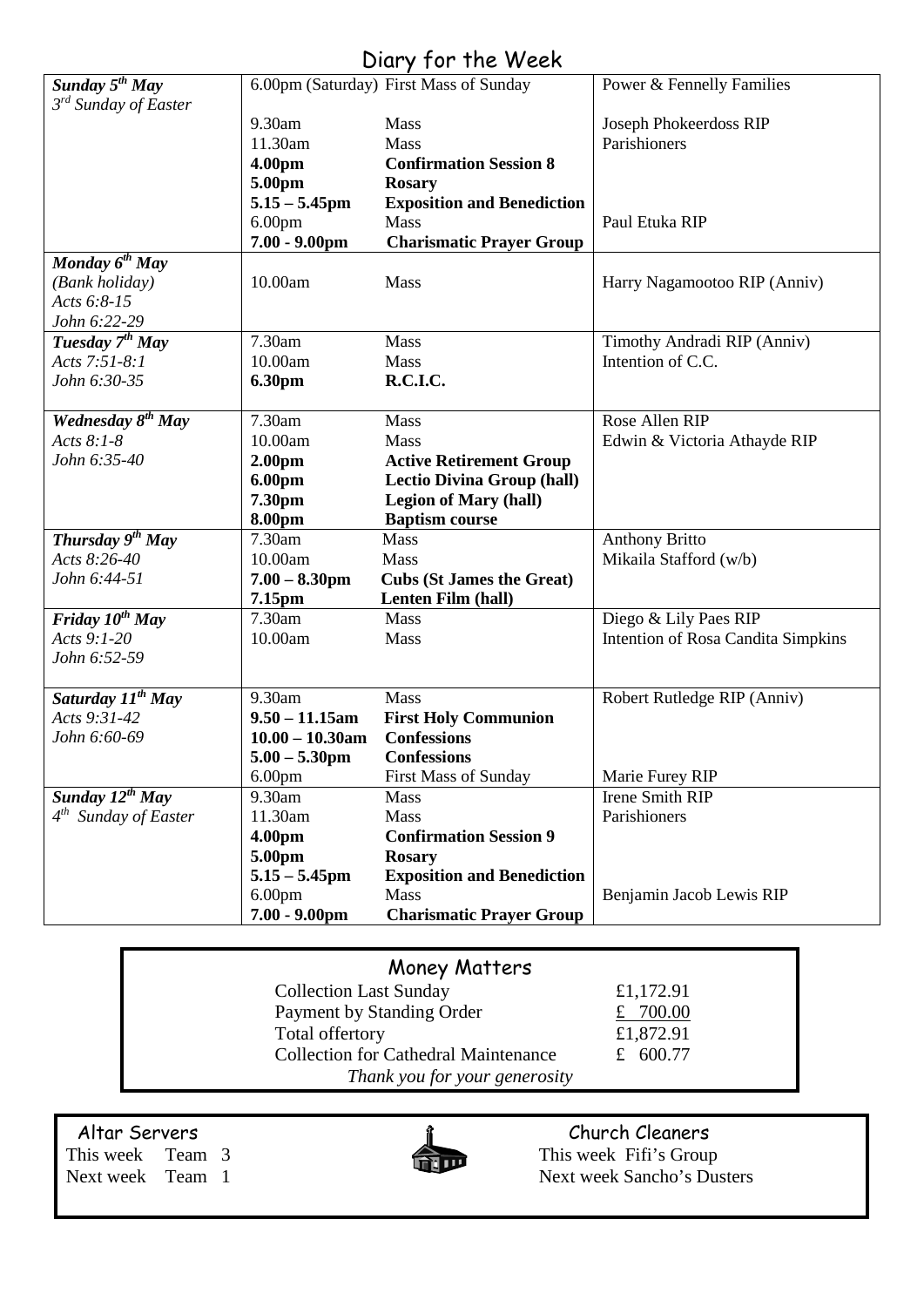# Diary for the Week

| | | | |
|---|---|---|---|
| ***Sunday 5th May*** *3rd Sunday of Easter* | 6.00pm (Saturday) | First Mass of Sunday | Power & Fennelly Families |
| | 9.30am | Mass | Joseph Phokeerdoss RIP |
| | 11.30am | Mass | Parishioners |
| | **4.00pm** | **Confirmation Session 8** | |
| | **5.00pm** | **Rosary** | |
| | **5.15 – 5.45pm** | **Exposition and Benediction** | |
| | 6.00pm | Mass | Paul Etuka RIP |
| | **7.00 - 9.00pm** | **Charismatic Prayer Group** | |
| ***Monday 6th May*** *(Bank holiday)* *Acts 6:8-15* *John 6:22-29* | 10.00am | Mass | Harry Nagamootoo RIP (Anniv) |
| ***Tuesday 7th May*** *Acts 7:51-8:1* *John 6:30-35* | 7.30am | Mass | Timothy Andradi RIP (Anniv) |
| | 10.00am | Mass | Intention of C.C. |
| | **6.30pm** | **R.C.I.C.** | |
| ***Wednesday 8th May*** *Acts 8:1-8* *John 6:35-40* | 7.30am | Mass | Rose Allen RIP |
| | 10.00am | Mass | Edwin & Victoria Athayde RIP |
| | **2.00pm** | **Active Retirement Group** | |
| | **6.00pm** | **Lectio Divina Group (hall)** | |
| | **7.30pm** | **Legion of Mary (hall)** | |
| | **8.00pm** | **Baptism course** | |
| ***Thursday 9th May*** *Acts 8:26-40* *John 6:44-51* | 7.30am | Mass | Anthony Britto |
| | 10.00am | Mass | Mikaila Stafford (w/b) |
| | **7.00 – 8.30pm** | **Cubs (St James the Great)** | |
| | **7.15pm** | **Lenten Film (hall)** | |
| ***Friday 10th May*** *Acts 9:1-20* *John 6:52-59* | 7.30am | Mass | Diego & Lily Paes RIP |
| | 10.00am | Mass | Intention of Rosa Candita Simpkins |
| ***Saturday 11th May*** *Acts 9:31-42* *John 6:60-69* | 9.30am | Mass | Robert Rutledge RIP (Anniv) |
| | **9.50 – 11.15am** | **First Holy Communion** | |
| | **10.00 – 10.30am** | **Confessions** | |
| | **5.00 – 5.30pm** | **Confessions** | |
| | 6.00pm | First Mass of Sunday | Marie Furey RIP |
| ***Sunday 12th May*** *4th Sunday of Easter* | 9.30am | Mass | Irene Smith RIP |
| | 11.30am | Mass | Parishioners |
| | **4.00pm** | **Confirmation Session 9** | |
| | **5.00pm** | **Rosary** | |
| | **5.15 – 5.45pm** | **Exposition and Benediction** | |
| | 6.00pm | Mass | Benjamin Jacob Lewis RIP |
| | **7.00 - 9.00pm** | **Charismatic Prayer Group** | |

## Money Matters

| | |
|---|---|
| Collection Last Sunday | £1,172.91 |
| Payment by Standing Order | £ 700.00 |
| Total offertory | £1,872.91 |
| Collection for Cathedral Maintenance | £ 600.77 |

*Thank you for your generosity*

## Altar Servers

This week Team 3
Next week Team 1

## Church Cleaners

This week Fifi's Group
Next week Sancho's Dusters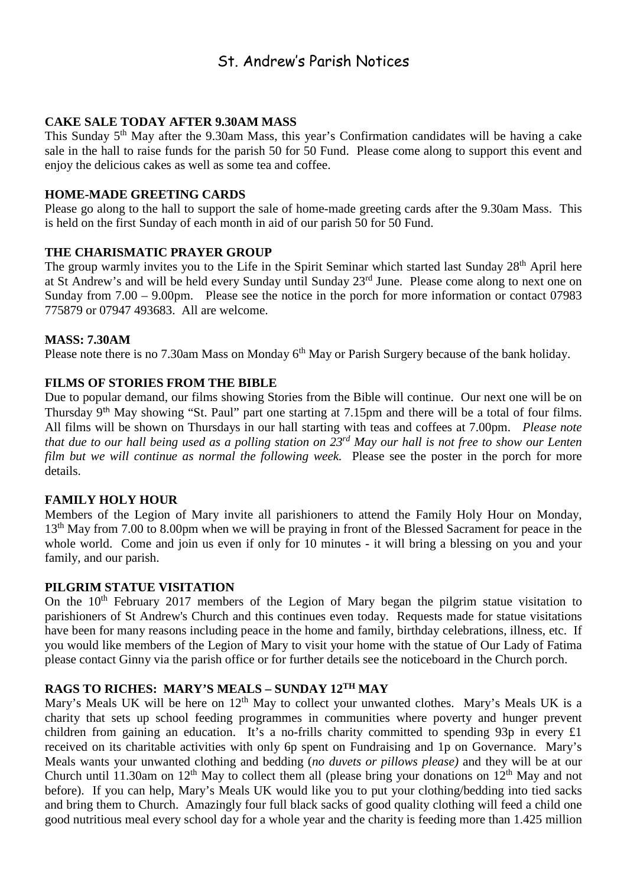# St. Andrew's Parish Notices

**CAKE SALE TODAY AFTER 9.30AM MASS**

This Sunday 5th May after the 9.30am Mass, this year's Confirmation candidates will be having a cake sale in the hall to raise funds for the parish 50 for 50 Fund. Please come along to support this event and enjoy the delicious cakes as well as some tea and coffee.

**HOME-MADE GREETING CARDS**

Please go along to the hall to support the sale of home-made greeting cards after the 9.30am Mass. This is held on the first Sunday of each month in aid of our parish 50 for 50 Fund.

**THE CHARISMATIC PRAYER GROUP**

The group warmly invites you to the Life in the Spirit Seminar which started last Sunday 28th April here at St Andrew's and will be held every Sunday until Sunday 23rd June. Please come along to next one on Sunday from 7.00 – 9.00pm. Please see the notice in the porch for more information or contact 07983 775879 or 07947 493683. All are welcome.

**MASS: 7.30AM**

Please note there is no 7.30am Mass on Monday 6th May or Parish Surgery because of the bank holiday.

**FILMS OF STORIES FROM THE BIBLE**

Due to popular demand, our films showing Stories from the Bible will continue. Our next one will be on Thursday 9th May showing "St. Paul" part one starting at 7.15pm and there will be a total of four films. All films will be shown on Thursdays in our hall starting with teas and coffees at 7.00pm. *Please note that due to our hall being used as a polling station on 23rd May our hall is not free to show our Lenten film but we will continue as normal the following week.* Please see the poster in the porch for more details.

**FAMILY HOLY HOUR**

Members of the Legion of Mary invite all parishioners to attend the Family Holy Hour on Monday, 13th May from 7.00 to 8.00pm when we will be praying in front of the Blessed Sacrament for peace in the whole world. Come and join us even if only for 10 minutes - it will bring a blessing on you and your family, and our parish.

**PILGRIM STATUE VISITATION**

On the 10th February 2017 members of the Legion of Mary began the pilgrim statue visitation to parishioners of St Andrew's Church and this continues even today. Requests made for statue visitations have been for many reasons including peace in the home and family, birthday celebrations, illness, etc. If you would like members of the Legion of Mary to visit your home with the statue of Our Lady of Fatima please contact Ginny via the parish office or for further details see the noticeboard in the Church porch.

**RAGS TO RICHES: MARY'S MEALS – SUNDAY 12TH MAY**

Mary's Meals UK will be here on 12th May to collect your unwanted clothes. Mary's Meals UK is a charity that sets up school feeding programmes in communities where poverty and hunger prevent children from gaining an education. It's a no-frills charity committed to spending 93p in every £1 received on its charitable activities with only 6p spent on Fundraising and 1p on Governance. Mary's Meals wants your unwanted clothing and bedding (*no duvets or pillows please)* and they will be at our Church until 11.30am on 12th May to collect them all (please bring your donations on 12th May and not before). If you can help, Mary's Meals UK would like you to put your clothing/bedding into tied sacks and bring them to Church. Amazingly four full black sacks of good quality clothing will feed a child one good nutritious meal every school day for a whole year and the charity is feeding more than 1.425 million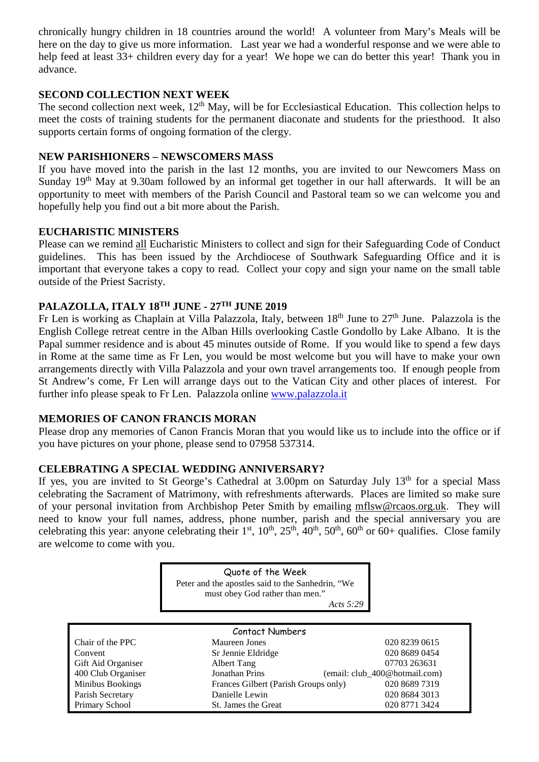chronically hungry children in 18 countries around the world! A volunteer from Mary's Meals will be here on the day to give us more information. Last year we had a wonderful response and we were able to help feed at least 33+ children every day for a year! We hope we can do better this year! Thank you in advance.

**SECOND COLLECTION NEXT WEEK**

The second collection next week, 12th May, will be for Ecclesiastical Education. This collection helps to meet the costs of training students for the permanent diaconate and students for the priesthood. It also supports certain forms of ongoing formation of the clergy.

**NEW PARISHIONERS – NEWSCOMERS MASS**

If you have moved into the parish in the last 12 months, you are invited to our Newcomers Mass on Sunday 19th May at 9.30am followed by an informal get together in our hall afterwards. It will be an opportunity to meet with members of the Parish Council and Pastoral team so we can welcome you and hopefully help you find out a bit more about the Parish.

**EUCHARISTIC MINISTERS**

Please can we remind all Eucharistic Ministers to collect and sign for their Safeguarding Code of Conduct guidelines. This has been issued by the Archdiocese of Southwark Safeguarding Office and it is important that everyone takes a copy to read. Collect your copy and sign your name on the small table outside of the Priest Sacristy.

**PALAZOLLA, ITALY 18TH JUNE - 27TH JUNE 2019**

Fr Len is working as Chaplain at Villa Palazzola, Italy, between 18th June to 27th June. Palazzola is the English College retreat centre in the Alban Hills overlooking Castle Gondollo by Lake Albano. It is the Papal summer residence and is about 45 minutes outside of Rome. If you would like to spend a few days in Rome at the same time as Fr Len, you would be most welcome but you will have to make your own arrangements directly with Villa Palazzola and your own travel arrangements too. If enough people from St Andrew's come, Fr Len will arrange days out to the Vatican City and other places of interest. For further info please speak to Fr Len. Palazzola online www.palazzola.it

**MEMORIES OF CANON FRANCIS MORAN**

Please drop any memories of Canon Francis Moran that you would like us to include into the office or if you have pictures on your phone, please send to 07958 537314.

**CELEBRATING A SPECIAL WEDDING ANNIVERSARY?**

If yes, you are invited to St George's Cathedral at 3.00pm on Saturday July 13th for a special Mass celebrating the Sacrament of Matrimony, with refreshments afterwards. Places are limited so make sure of your personal invitation from Archbishop Peter Smith by emailing mflsw@rcaos.org.uk. They will need to know your full names, address, phone number, parish and the special anniversary you are celebrating this year: anyone celebrating their 1st, 10th, 25th, 40th, 50th, 60th or 60+ qualifies. Close family are welcome to come with you.

Quote of the Week

Peter and the apostles said to the Sanhedrin, "We must obey God rather than men."

*Acts 5:29*

Contact Numbers

| | | |
|---|---|---|
| Chair of the PPC | Maureen Jones | 020 8239 0615 |
| Convent | Sr Jennie Eldridge | 020 8689 0454 |
| Gift Aid Organiser | Albert Tang | 07703 263631 |
| 400 Club Organiser | Jonathan Prins | (email: club_400@hotmail.com) |
| Minibus Bookings | Frances Gilbert (Parish Groups only) | 020 8689 7319 |
| Parish Secretary | Danielle Lewin | 020 8684 3013 |
| Primary School | St. James the Great | 020 8771 3424 |